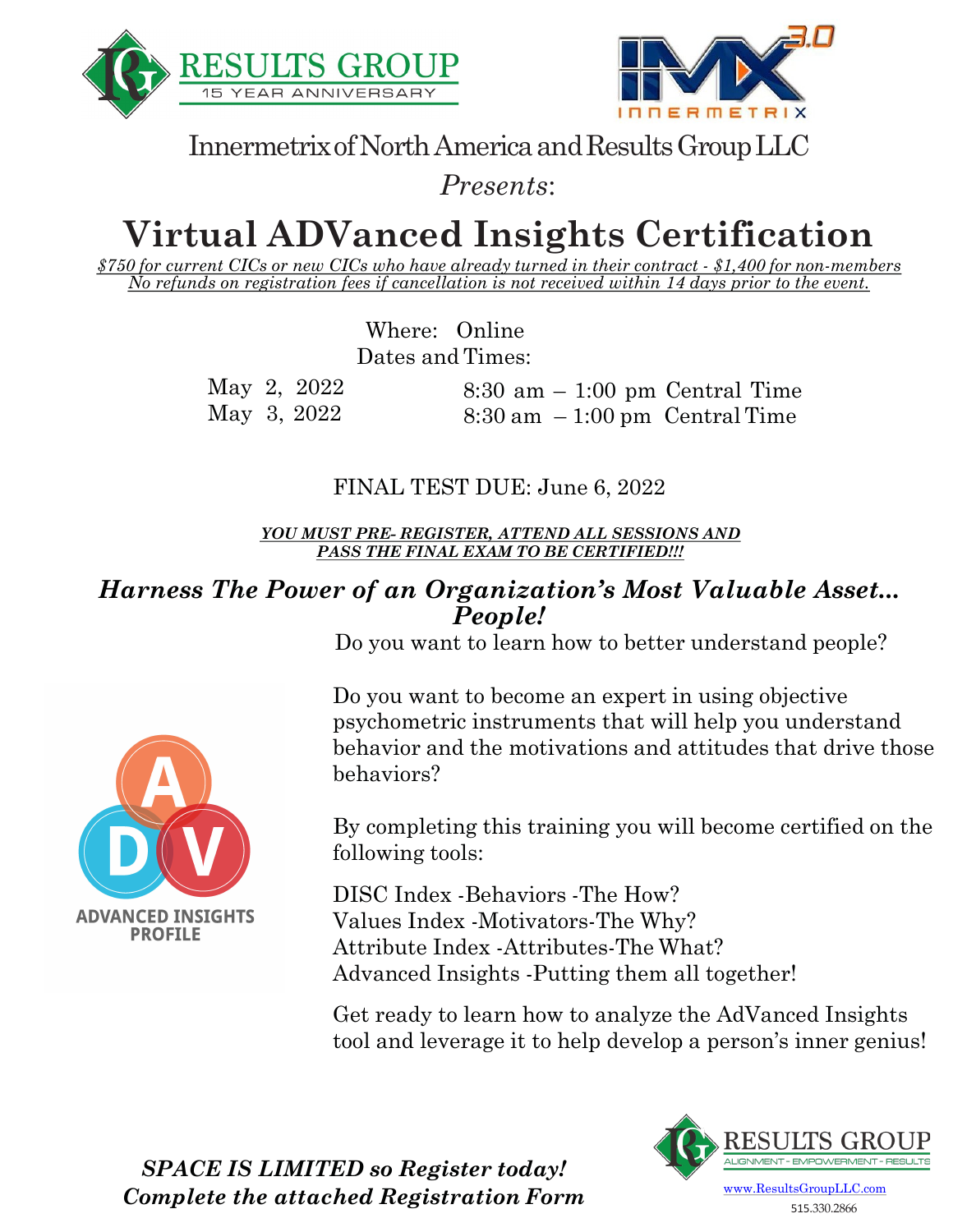RESULTS GROUP
15 YEAR ANNIVERSARY

IMX 3.0 INNERMETRIX

Innermetrix of North America and Results Group LLC

*Presents*:

# Virtual ADVanced Insights Certification

*$750 for current CICs or new CICs who have already turned in their contract - $1,400 for non-members*
*No refunds on registration fees if cancellation is not received within 14 days prior to the event.*

Where: Online

Dates and Times:

| | |
|---|---|
| May 2, 2022 | 8:30 am – 1:00 pm Central Time |
| May 3, 2022 | 8:30 am – 1:00 pm Central Time |

FINAL TEST DUE: June 6, 2022

***YOU MUST PRE- REGISTER, ATTEND ALL SESSIONS AND PASS THE FINAL EXAM TO BE CERTIFIED!!!***

## *Harness The Power of an Organization's Most Valuable Asset... People!*

Do you want to learn how to better understand people?

Do you want to become an expert in using objective psychometric instruments that will help you understand behavior and the motivations and attitudes that drive those behaviors?

ADVANCED INSIGHTS PROFILE

By completing this training you will become certified on the following tools:

DISC Index -Behaviors -The How?
Values Index -Motivators-The Why?
Attribute Index -Attributes-The What?
Advanced Insights -Putting them all together!

Get ready to learn how to analyze the AdVanced Insights tool and leverage it to help develop a person's inner genius!

***SPACE IS LIMITED so Register today!***
***Complete the attached Registration Form***

RESULTS GROUP
ALIGNMENT - EMPOWERMENT - RESULTS
www.ResultsGroupLLC.com
515.330.2866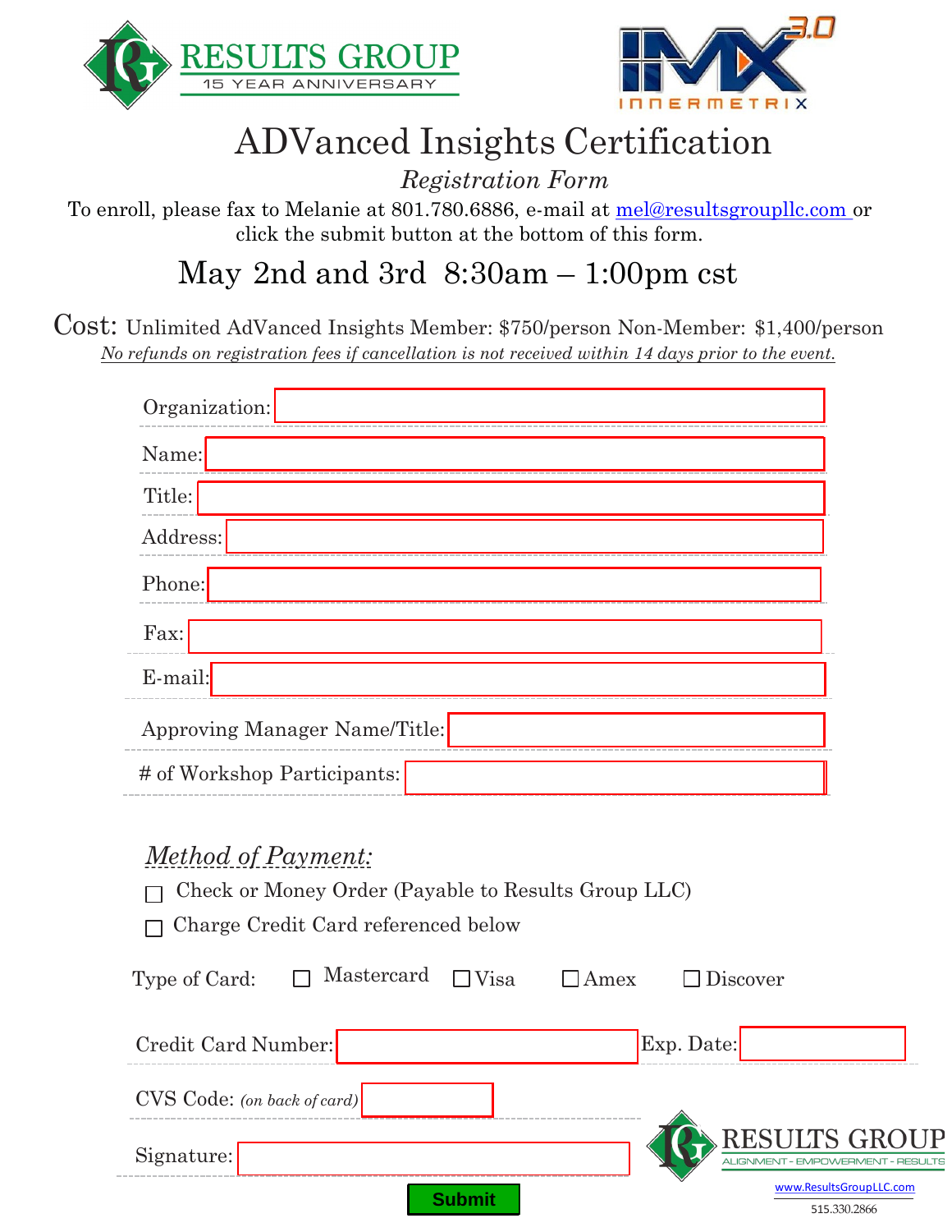RESULTS GROUP
15 YEAR ANNIVERSARY

IMX 3.0
INNERMETRIX

# ADVanced Insights Certification

*Registration Form*

To enroll, please fax to Melanie at 801.780.6886, e-mail at mel@resultsgroupllc.com or click the submit button at the bottom of this form.

## May 2nd and 3rd 8:30am – 1:00pm cst

Cost: Unlimited AdVanced Insights Member: $750/person Non-Member: $1,400/person

*No refunds on registration fees if cancellation is not received within 14 days prior to the event.*

Organization:

Name:

Title:

Address:

Phone:

Fax:

E-mail:

Approving Manager Name/Title:

# of Workshop Participants:

*Method of Payment:*

☐ Check or Money Order (Payable to Results Group LLC)

☐ Charge Credit Card referenced below

Type of Card: ☐ Mastercard ☐ Visa ☐ Amex ☐ Discover

Credit Card Number: Exp. Date:

CVS Code: *(on back of card)*

Signature:

Submit

RESULTS GROUP
ALIGNMENT - EMPOWERMENT - RESULTS
www.ResultsGroupLLC.com
515.330.2866